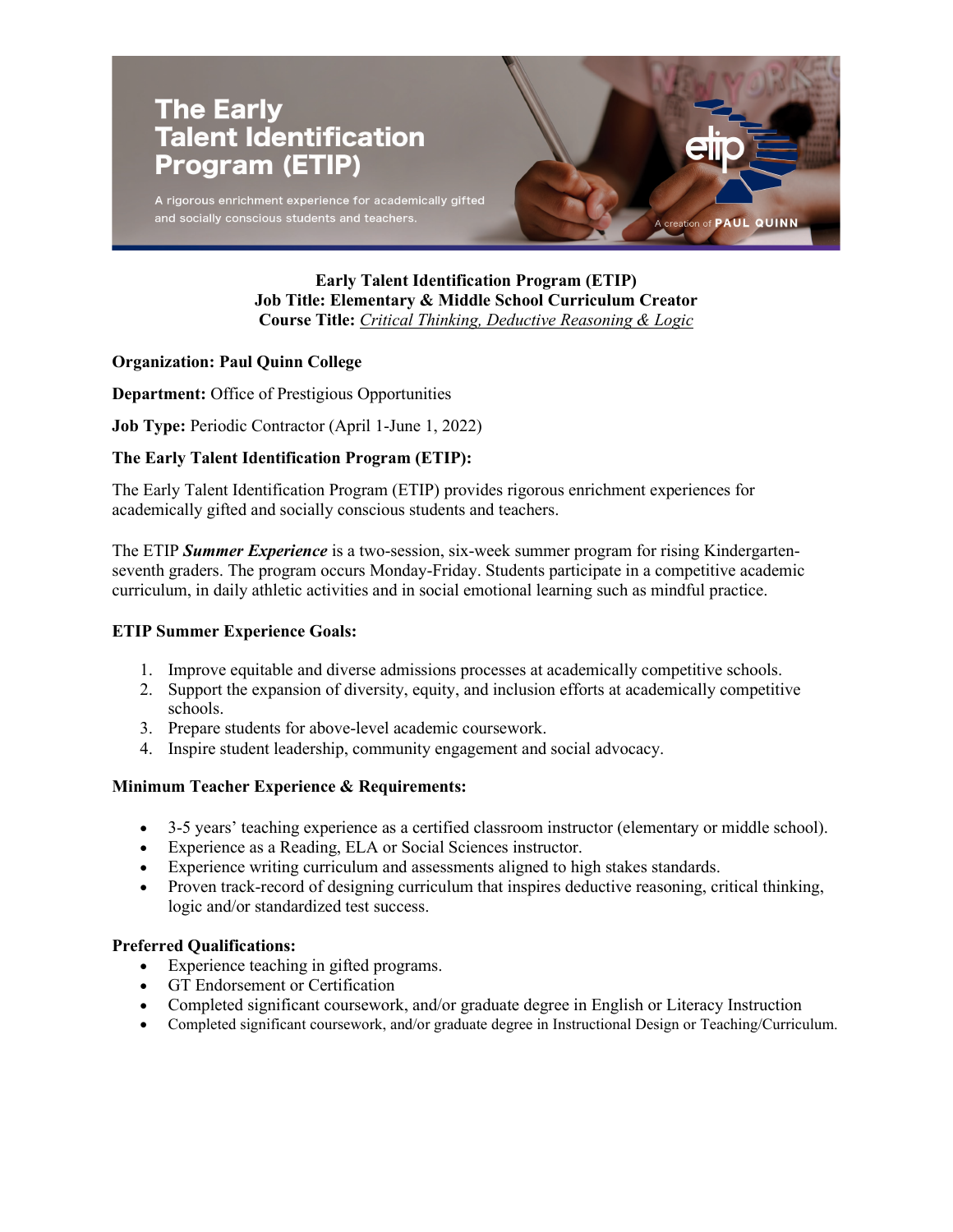# The Early Talent Identification Program (ETIP)

A rigorous enrichment experience for academically gifted and socially conscious students and teachers.

A creation of PAUL QUINN

**Early Talent Identification Program (ETIP)**
**Job Title: Elementary & Middle School Curriculum Creator**
**Course Title:** ***Critical Thinking, Deductive Reasoning & Logic***

**Organization: Paul Quinn College**

**Department:** Office of Prestigious Opportunities

**Job Type:** Periodic Contractor (April 1-June 1, 2022)

**The Early Talent Identification Program (ETIP):**

The Early Talent Identification Program (ETIP) provides rigorous enrichment experiences for academically gifted and socially conscious students and teachers.

The ETIP ***Summer Experience*** is a two-session, six-week summer program for rising Kindergarten-seventh graders. The program occurs Monday-Friday. Students participate in a competitive academic curriculum, in daily athletic activities and in social emotional learning such as mindful practice.

**ETIP Summer Experience Goals:**

1. Improve equitable and diverse admissions processes at academically competitive schools.
2. Support the expansion of diversity, equity, and inclusion efforts at academically competitive schools.
3. Prepare students for above-level academic coursework.
4. Inspire student leadership, community engagement and social advocacy.

**Minimum Teacher Experience & Requirements:**

- 3-5 years' teaching experience as a certified classroom instructor (elementary or middle school).
- Experience as a Reading, ELA or Social Sciences instructor.
- Experience writing curriculum and assessments aligned to high stakes standards.
- Proven track-record of designing curriculum that inspires deductive reasoning, critical thinking, logic and/or standardized test success.

**Preferred Qualifications:**

- Experience teaching in gifted programs.
- GT Endorsement or Certification
- Completed significant coursework, and/or graduate degree in English or Literacy Instruction
- Completed significant coursework, and/or graduate degree in Instructional Design or Teaching/Curriculum.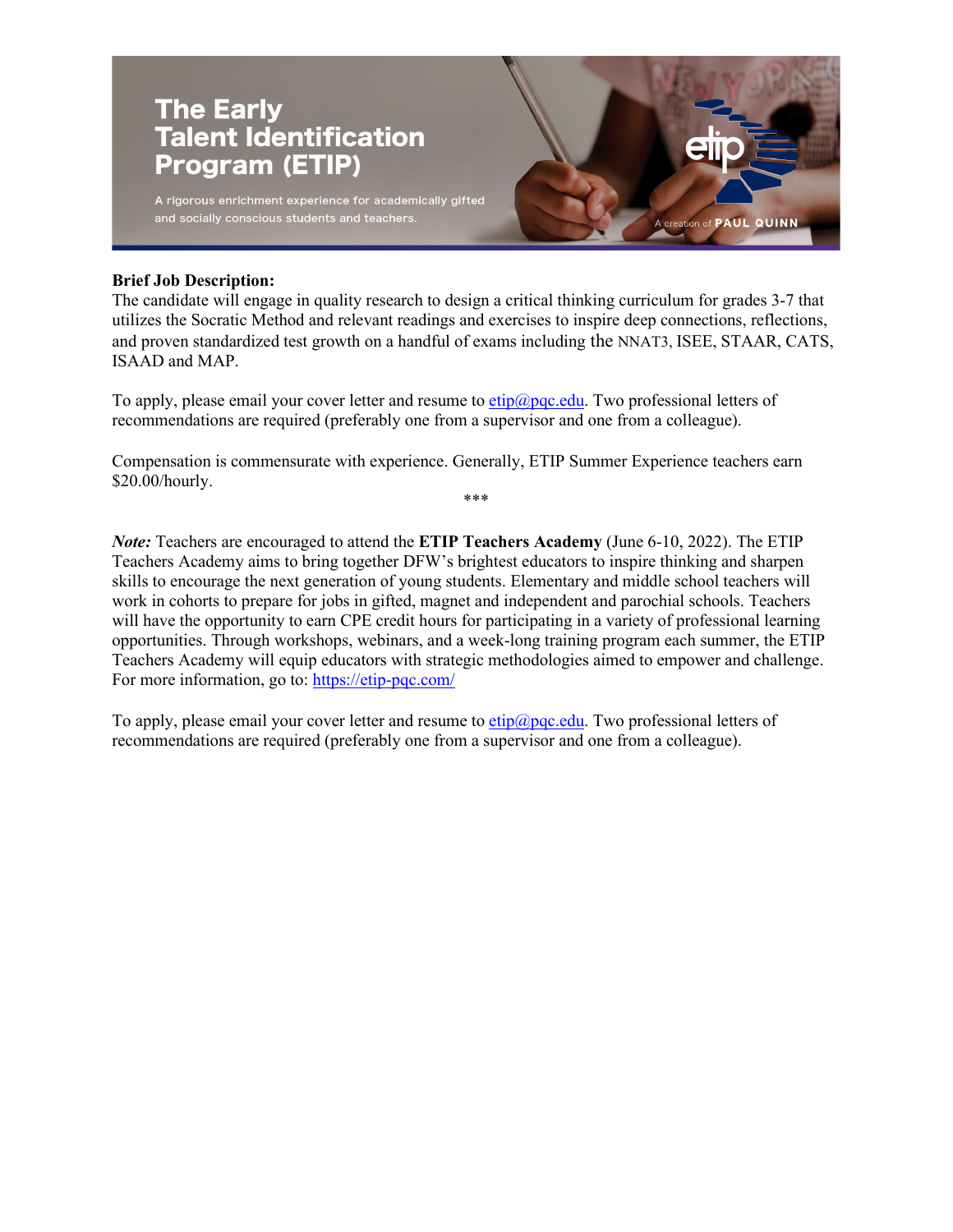# The Early Talent Identification Program (ETIP)

A rigorous enrichment experience for academically gifted and socially conscious students and teachers.

A creation of **PAUL QUINN**

**Brief Job Description:**
The candidate will engage in quality research to design a critical thinking curriculum for grades 3-7 that utilizes the Socratic Method and relevant readings and exercises to inspire deep connections, reflections, and proven standardized test growth on a handful of exams including the NNAT3, ISEE, STAAR, CATS, ISAAD and MAP.

To apply, please email your cover letter and resume to etip@pqc.edu. Two professional letters of recommendations are required (preferably one from a supervisor and one from a colleague).

Compensation is commensurate with experience. Generally, ETIP Summer Experience teachers earn $20.00/hourly.

***

***Note:*** Teachers are encouraged to attend the **ETIP Teachers Academy** (June 6-10, 2022). The ETIP Teachers Academy aims to bring together DFW's brightest educators to inspire thinking and sharpen skills to encourage the next generation of young students. Elementary and middle school teachers will work in cohorts to prepare for jobs in gifted, magnet and independent and parochial schools. Teachers will have the opportunity to earn CPE credit hours for participating in a variety of professional learning opportunities. Through workshops, webinars, and a week-long training program each summer, the ETIP Teachers Academy will equip educators with strategic methodologies aimed to empower and challenge. For more information, go to: https://etip-pqc.com/

To apply, please email your cover letter and resume to etip@pqc.edu. Two professional letters of recommendations are required (preferably one from a supervisor and one from a colleague).